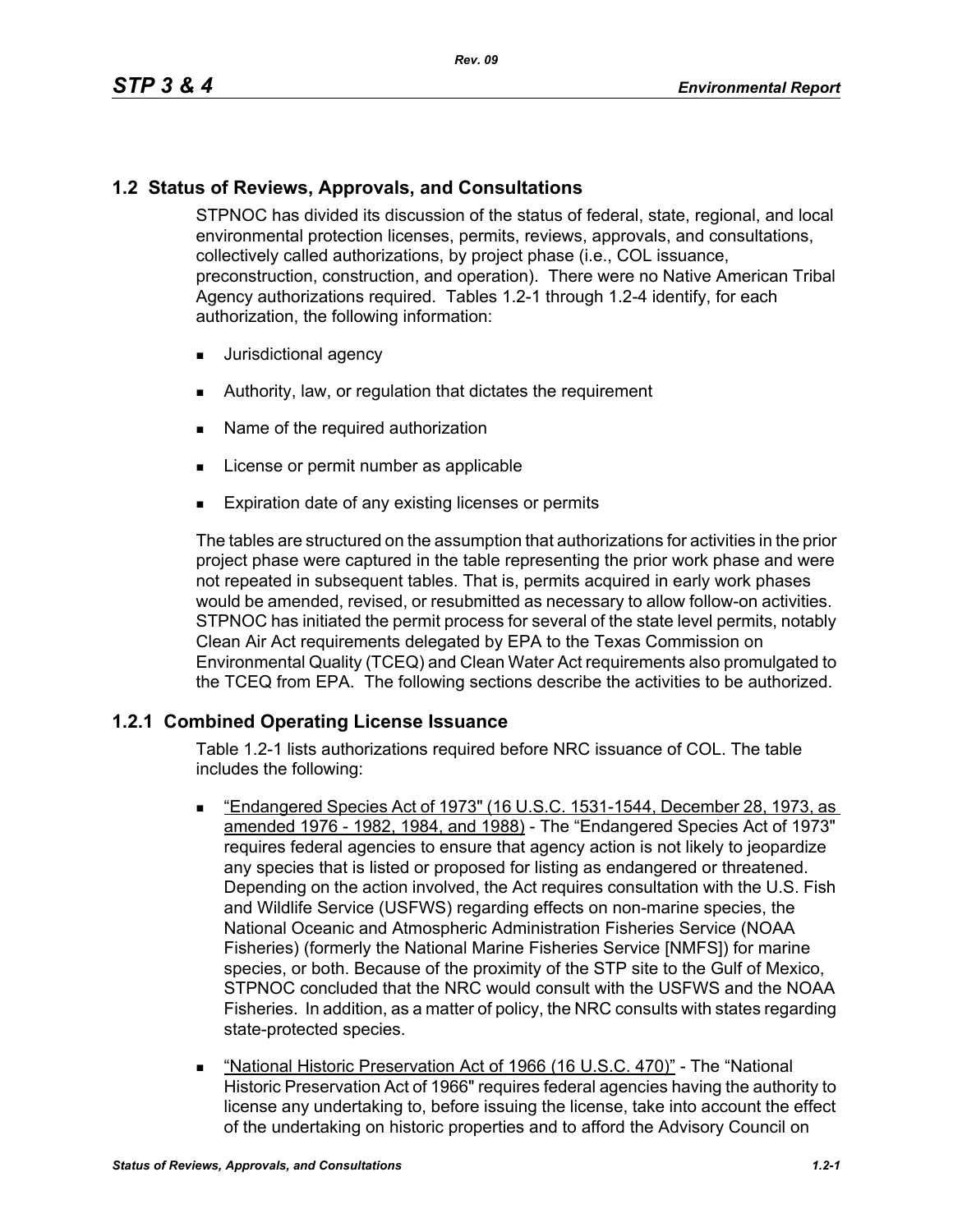## 1.2 Status of Reviews, Approvals, and Consultations

STPNOC has divided its discussion of the status of federal, state, regional, and local environmental protection licenses, permits, reviews, approvals, and consultations, collectively called authorizations, by project phase (i.e., COL issuance, preconstruction, construction, and operation). There were no Native American Tribal Agency authorizations required. Tables 1.2-1 through 1.2-4 identify, for each authorization, the following information:

- Jurisdictional agency
- Authority, law, or regulation that dictates the requirement
- Name of the required authorization
- License or permit number as applicable
- Expiration date of any existing licenses or permits

The tables are structured on the assumption that authorizations for activities in the prior project phase were captured in the table representing the prior work phase and were not repeated in subsequent tables. That is, permits acquired in early work phases would be amended, revised, or resubmitted as necessary to allow follow-on activities. STPNOC has initiated the permit process for several of the state level permits, notably Clean Air Act requirements delegated by EPA to the Texas Commission on Environmental Quality (TCEQ) and Clean Water Act requirements also promulgated to the TCEQ from EPA. The following sections describe the activities to be authorized.

### 1.2.1 Combined Operating License Issuance

Table 1.2-1 lists authorizations required before NRC issuance of COL. The table includes the following:

- "Endangered Species Act of 1973" (16 U.S.C. 1531-1544, December 28, 1973, as amended 1976 - 1982, 1984, and 1988) - The "Endangered Species Act of 1973" requires federal agencies to ensure that agency action is not likely to jeopardize any species that is listed or proposed for listing as endangered or threatened. Depending on the action involved, the Act requires consultation with the U.S. Fish and Wildlife Service (USFWS) regarding effects on non-marine species, the National Oceanic and Atmospheric Administration Fisheries Service (NOAA Fisheries) (formerly the National Marine Fisheries Service [NMFS]) for marine species, or both. Because of the proximity of the STP site to the Gulf of Mexico, STPNOC concluded that the NRC would consult with the USFWS and the NOAA Fisheries. In addition, as a matter of policy, the NRC consults with states regarding state-protected species.
- "National Historic Preservation Act of 1966 (16 U.S.C. 470)" - The "National Historic Preservation Act of 1966" requires federal agencies having the authority to license any undertaking to, before issuing the license, take into account the effect of the undertaking on historic properties and to afford the Advisory Council on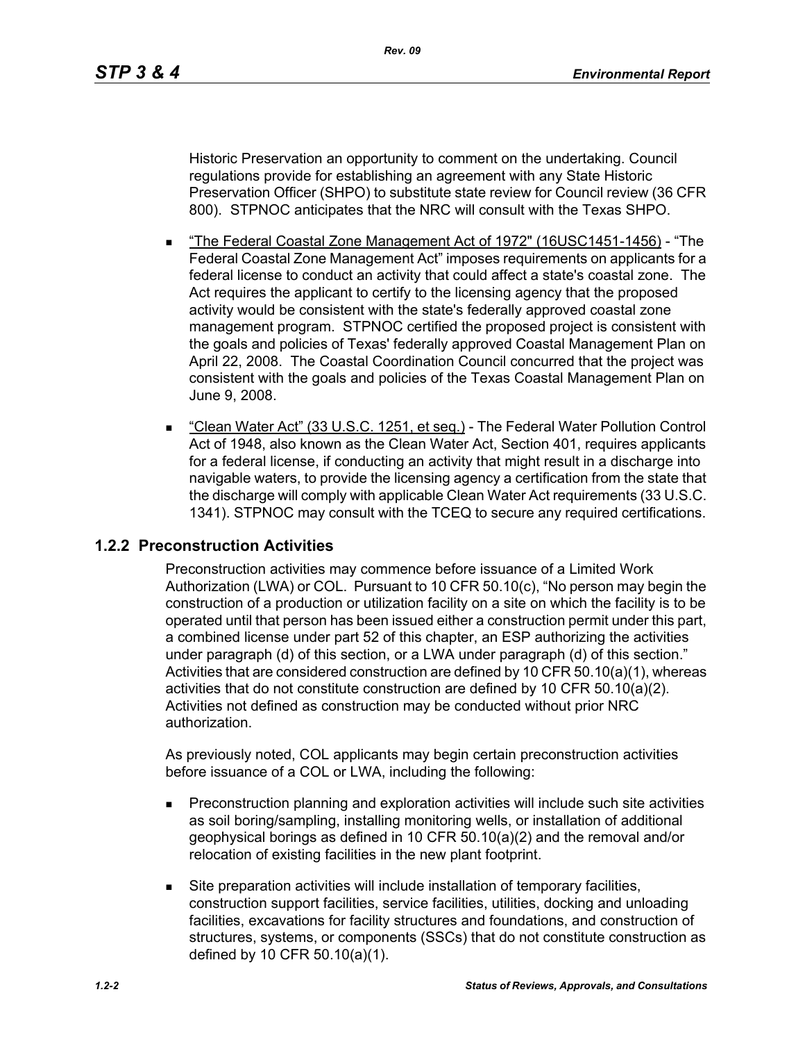Historic Preservation an opportunity to comment on the undertaking. Council regulations provide for establishing an agreement with any State Historic Preservation Officer (SHPO) to substitute state review for Council review (36 CFR 800). STPNOC anticipates that the NRC will consult with the Texas SHPO.

- "The Federal Coastal Zone Management Act of 1972" (16USC1451-1456) - "The Federal Coastal Zone Management Act" imposes requirements on applicants for a federal license to conduct an activity that could affect a state's coastal zone. The Act requires the applicant to certify to the licensing agency that the proposed activity would be consistent with the state's federally approved coastal zone management program. STPNOC certified the proposed project is consistent with the goals and policies of Texas' federally approved Coastal Management Plan on April 22, 2008. The Coastal Coordination Council concurred that the project was consistent with the goals and policies of the Texas Coastal Management Plan on June 9, 2008.

- "Clean Water Act" (33 U.S.C. 1251, et seq.) - The Federal Water Pollution Control Act of 1948, also known as the Clean Water Act, Section 401, requires applicants for a federal license, if conducting an activity that might result in a discharge into navigable waters, to provide the licensing agency a certification from the state that the discharge will comply with applicable Clean Water Act requirements (33 U.S.C. 1341). STPNOC may consult with the TCEQ to secure any required certifications.

## 1.2.2 Preconstruction Activities

Preconstruction activities may commence before issuance of a Limited Work Authorization (LWA) or COL. Pursuant to 10 CFR 50.10(c), "No person may begin the construction of a production or utilization facility on a site on which the facility is to be operated until that person has been issued either a construction permit under this part, a combined license under part 52 of this chapter, an ESP authorizing the activities under paragraph (d) of this section, or a LWA under paragraph (d) of this section." Activities that are considered construction are defined by 10 CFR 50.10(a)(1), whereas activities that do not constitute construction are defined by 10 CFR 50.10(a)(2). Activities not defined as construction may be conducted without prior NRC authorization.

As previously noted, COL applicants may begin certain preconstruction activities before issuance of a COL or LWA, including the following:

- Preconstruction planning and exploration activities will include such site activities as soil boring/sampling, installing monitoring wells, or installation of additional geophysical borings as defined in 10 CFR 50.10(a)(2) and the removal and/or relocation of existing facilities in the new plant footprint.

- Site preparation activities will include installation of temporary facilities, construction support facilities, service facilities, utilities, docking and unloading facilities, excavations for facility structures and foundations, and construction of structures, systems, or components (SSCs) that do not constitute construction as defined by 10 CFR 50.10(a)(1).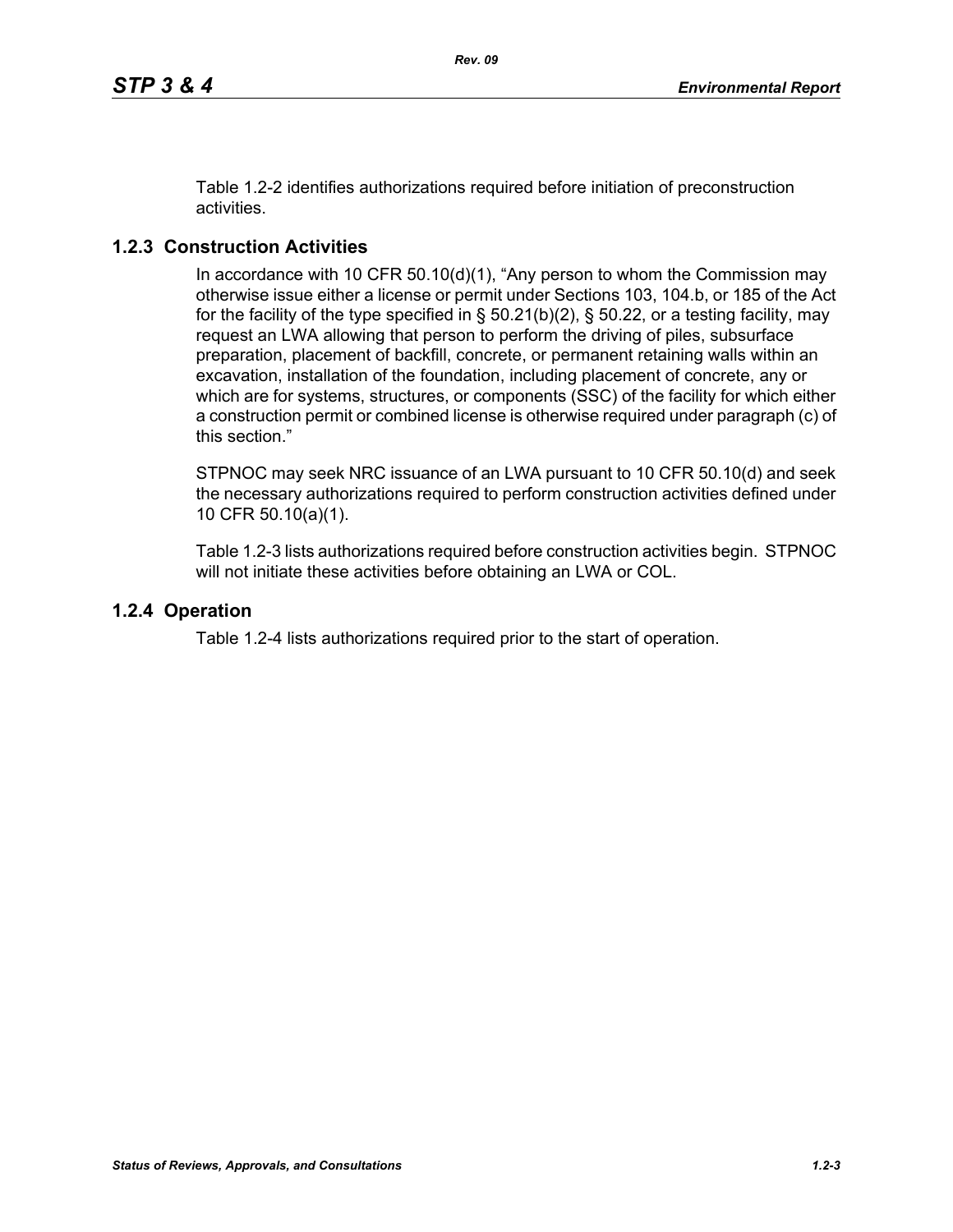Table 1.2-2 identifies authorizations required before initiation of preconstruction activities.

### 1.2.3 Construction Activities

In accordance with 10 CFR 50.10(d)(1), "Any person to whom the Commission may otherwise issue either a license or permit under Sections 103, 104.b, or 185 of the Act for the facility of the type specified in § 50.21(b)(2), § 50.22, or a testing facility, may request an LWA allowing that person to perform the driving of piles, subsurface preparation, placement of backfill, concrete, or permanent retaining walls within an excavation, installation of the foundation, including placement of concrete, any or which are for systems, structures, or components (SSC) of the facility for which either a construction permit or combined license is otherwise required under paragraph (c) of this section."

STPNOC may seek NRC issuance of an LWA pursuant to 10 CFR 50.10(d) and seek the necessary authorizations required to perform construction activities defined under 10 CFR 50.10(a)(1).

Table 1.2-3 lists authorizations required before construction activities begin. STPNOC will not initiate these activities before obtaining an LWA or COL.

### 1.2.4 Operation

Table 1.2-4 lists authorizations required prior to the start of operation.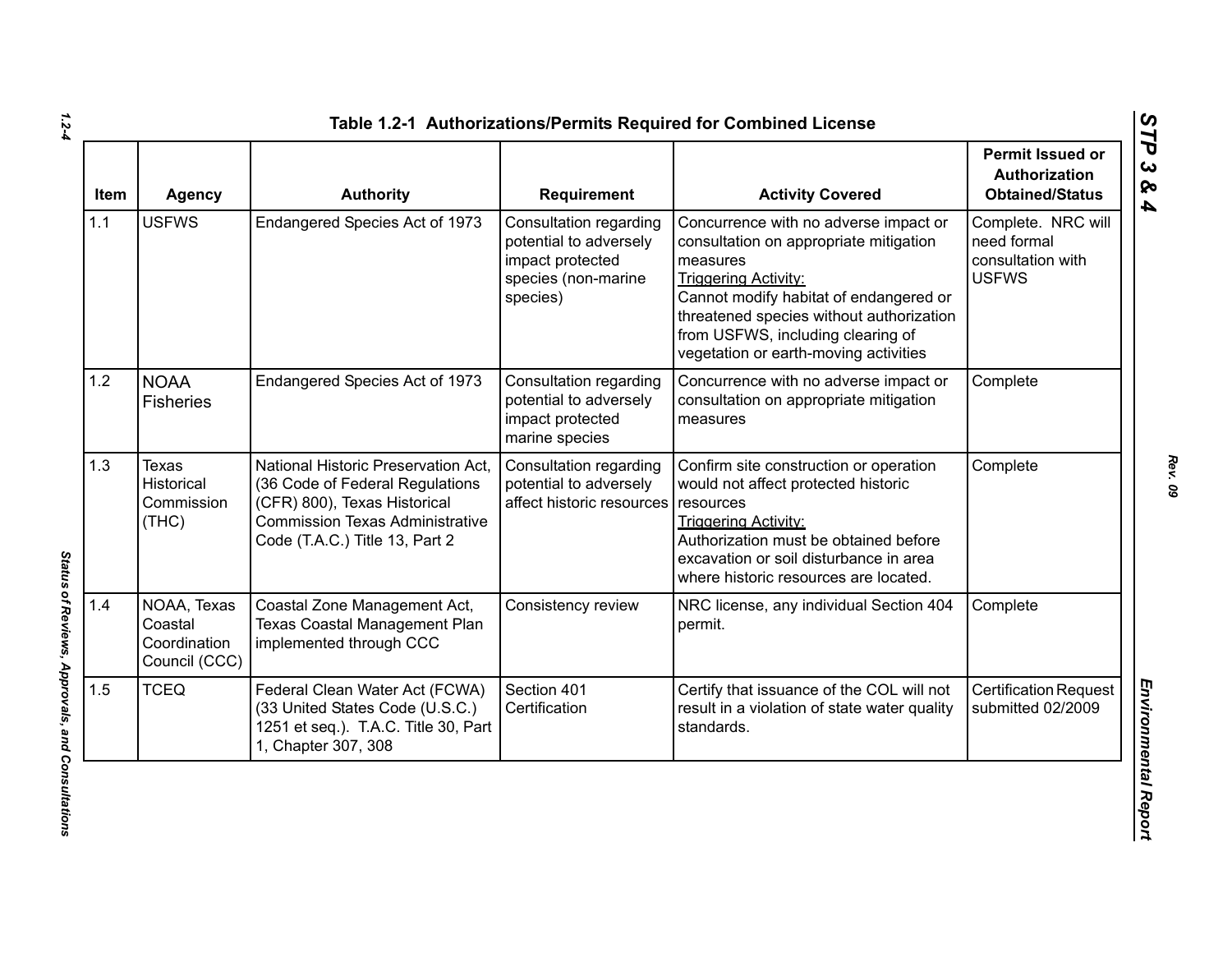**Table 1.2-1 Authorizations/Permits Required for Combined License**

| Item | Agency | Authority | Requirement | Activity Covered | Permit Issued or Authorization Obtained/Status |
|---|---|---|---|---|---|
| 1.1 | USFWS | Endangered Species Act of 1973 | Consultation regarding potential to adversely impact protected species (non-marine species) | Concurrence with no adverse impact or consultation on appropriate mitigation measures<br>Triggering Activity:<br>Cannot modify habitat of endangered or threatened species without authorization from USFWS, including clearing of vegetation or earth-moving activities | Complete. NRC will need formal consultation with USFWS |
| 1.2 | NOAA Fisheries | Endangered Species Act of 1973 | Consultation regarding potential to adversely impact protected marine species | Concurrence with no adverse impact or consultation on appropriate mitigation measures | Complete |
| 1.3 | Texas Historical Commission (THC) | National Historic Preservation Act, (36 Code of Federal Regulations (CFR) 800), Texas Historical Commission Texas Administrative Code (T.A.C.) Title 13, Part 2 | Consultation regarding potential to adversely affect historic resources | Confirm site construction or operation would not affect protected historic resources<br>Triggering Activity:<br>Authorization must be obtained before excavation or soil disturbance in area where historic resources are located. | Complete |
| 1.4 | NOAA, Texas Coastal Coordination Council (CCC) | Coastal Zone Management Act, Texas Coastal Management Plan implemented through CCC | Consistency review | NRC license, any individual Section 404 permit. | Complete |
| 1.5 | TCEQ | Federal Clean Water Act (FCWA) (33 United States Code (U.S.C.) 1251 et seq.). T.A.C. Title 30, Part 1, Chapter 307, 308 | Section 401 Certification | Certify that issuance of the COL will not result in a violation of state water quality standards. | Certification Request submitted 02/2009 |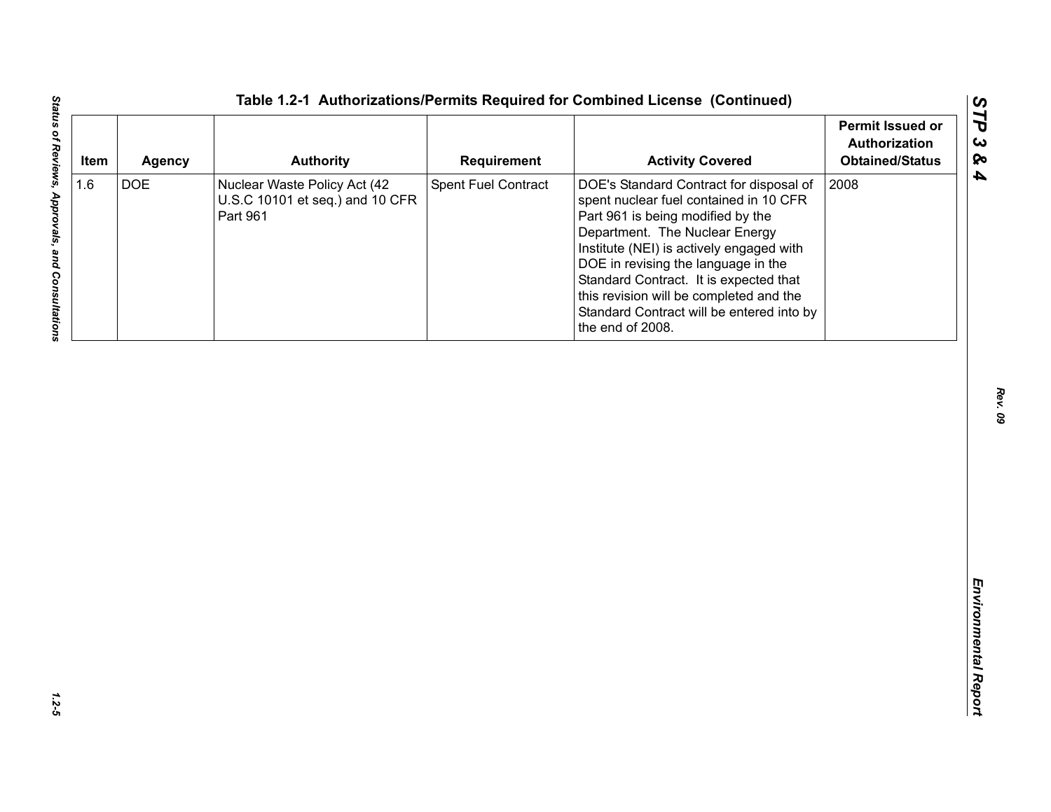### Table 1.2-1 Authorizations/Permits Required for Combined License (Continued)

| Item | Agency | Authority | Requirement | Activity Covered | Permit Issued or Authorization Obtained/Status |
|---|---|---|---|---|---|
| 1.6 | DOE | Nuclear Waste Policy Act (42 U.S.C 10101 et seq.) and 10 CFR Part 961 | Spent Fuel Contract | DOE's Standard Contract for disposal of spent nuclear fuel contained in 10 CFR Part 961 is being modified by the Department. The Nuclear Energy Institute (NEI) is actively engaged with DOE in revising the language in the Standard Contract. It is expected that this revision will be completed and the Standard Contract will be entered into by the end of 2008. | 2008 |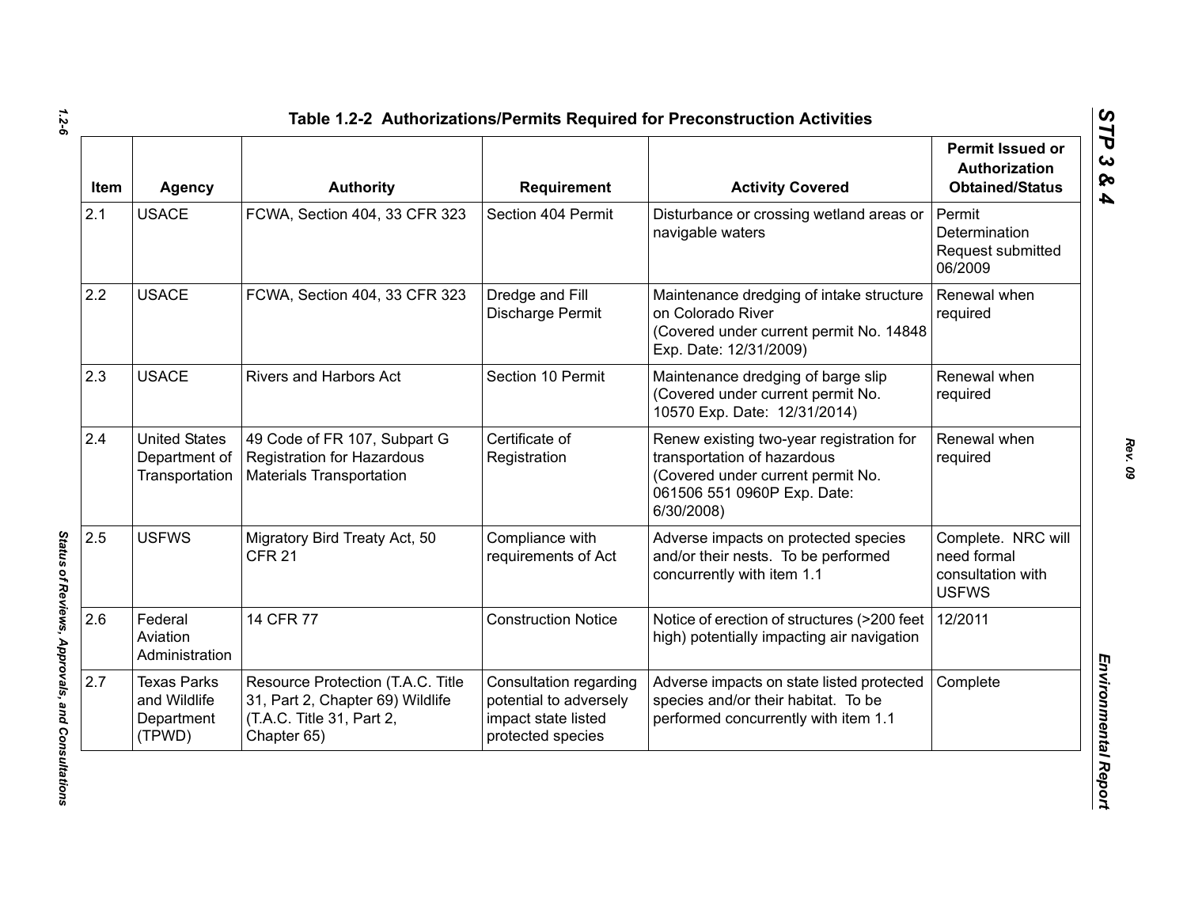### Table 1.2-2 Authorizations/Permits Required for Preconstruction Activities

| Item | Agency | Authority | Requirement | Activity Covered | Permit Issued or Authorization Obtained/Status |
|---|---|---|---|---|---|
| 2.1 | USACE | FCWA, Section 404, 33 CFR 323 | Section 404 Permit | Disturbance or crossing wetland areas or navigable waters | Permit Determination Request submitted 06/2009 |
| 2.2 | USACE | FCWA, Section 404, 33 CFR 323 | Dredge and Fill Discharge Permit | Maintenance dredging of intake structure on Colorado River (Covered under current permit No. 14848 Exp. Date: 12/31/2009) | Renewal when required |
| 2.3 | USACE | Rivers and Harbors Act | Section 10 Permit | Maintenance dredging of barge slip (Covered under current permit No. 10570 Exp. Date: 12/31/2014) | Renewal when required |
| 2.4 | United States Department of Transportation | 49 Code of FR 107, Subpart G Registration for Hazardous Materials Transportation | Certificate of Registration | Renew existing two-year registration for transportation of hazardous (Covered under current permit No. 061506 551 0960P Exp. Date: 6/30/2008) | Renewal when required |
| 2.5 | USFWS | Migratory Bird Treaty Act, 50 CFR 21 | Compliance with requirements of Act | Adverse impacts on protected species and/or their nests. To be performed concurrently with item 1.1 | Complete. NRC will need formal consultation with USFWS |
| 2.6 | Federal Aviation Administration | 14 CFR 77 | Construction Notice | Notice of erection of structures (>200 feet high) potentially impacting air navigation | 12/2011 |
| 2.7 | Texas Parks and Wildlife Department (TPWD) | Resource Protection (T.A.C. Title 31, Part 2, Chapter 69) Wildlife (T.A.C. Title 31, Part 2, Chapter 65) | Consultation regarding potential to adversely impact state listed protected species | Adverse impacts on state listed protected species and/or their habitat. To be performed concurrently with item 1.1 | Complete |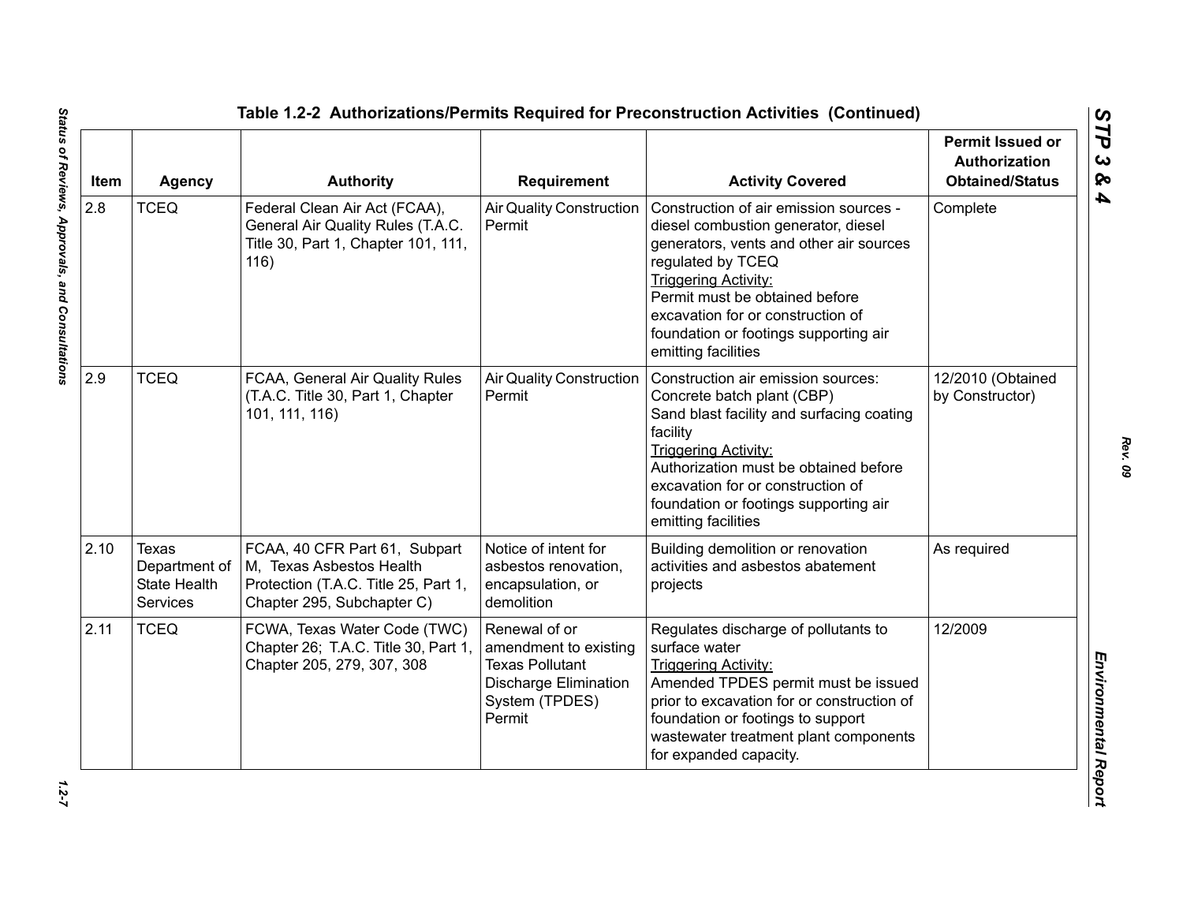**Table 1.2-2 Authorizations/Permits Required for Preconstruction Activities (Continued)**

| Item | Agency | Authority | Requirement | Activity Covered | Permit Issued or Authorization Obtained/Status |
|---|---|---|---|---|---|
| 2.8 | TCEQ | Federal Clean Air Act (FCAA), General Air Quality Rules (T.A.C. Title 30, Part 1, Chapter 101, 111, 116) | Air Quality Construction Permit | Construction of air emission sources - diesel combustion generator, diesel generators, vents and other air sources regulated by TCEQ<br>Triggering Activity:<br>Permit must be obtained before excavation for or construction of foundation or footings supporting air emitting facilities | Complete |
| 2.9 | TCEQ | FCAA, General Air Quality Rules (T.A.C. Title 30, Part 1, Chapter 101, 111, 116) | Air Quality Construction Permit | Construction air emission sources:<br>Concrete batch plant (CBP)<br>Sand blast facility and surfacing coating facility<br>Triggering Activity:<br>Authorization must be obtained before excavation for or construction of foundation or footings supporting air emitting facilities | 12/2010 (Obtained by Constructor) |
| 2.10 | Texas Department of State Health Services | FCAA, 40 CFR Part 61, Subpart M, Texas Asbestos Health Protection (T.A.C. Title 25, Part 1, Chapter 295, Subchapter C) | Notice of intent for asbestos renovation, encapsulation, or demolition | Building demolition or renovation activities and asbestos abatement projects | As required |
| 2.11 | TCEQ | FCWA, Texas Water Code (TWC) Chapter 26; T.A.C. Title 30, Part 1, Chapter 205, 279, 307, 308 | Renewal of or amendment to existing Texas Pollutant Discharge Elimination System (TPDES) Permit | Regulates discharge of pollutants to surface water<br>Triggering Activity:<br>Amended TPDES permit must be issued prior to excavation for or construction of foundation or footings to support wastewater treatment plant components for expanded capacity. | 12/2009 |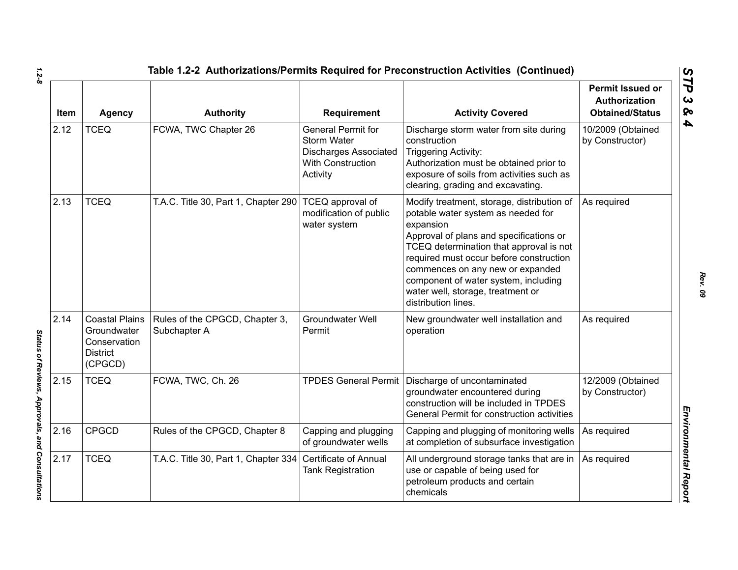## Table 1.2-2 Authorizations/Permits Required for Preconstruction Activities (Continued)

| Item | Agency | Authority | Requirement | Activity Covered | Permit Issued or Authorization Obtained/Status |
|---|---|---|---|---|---|
| 2.12 | TCEQ | FCWA, TWC Chapter 26 | General Permit for Storm Water Discharges Associated With Construction Activity | Discharge storm water from site during construction<br>Triggering Activity:<br>Authorization must be obtained prior to exposure of soils from activities such as clearing, grading and excavating. | 10/2009 (Obtained by Constructor) |
| 2.13 | TCEQ | T.A.C. Title 30, Part 1, Chapter 290 | TCEQ approval of modification of public water system | Modify treatment, storage, distribution of potable water system as needed for expansion<br>Approval of plans and specifications or TCEQ determination that approval is not required must occur before construction commences on any new or expanded component of water system, including water well, storage, treatment or distribution lines. | As required |
| 2.14 | Coastal Plains Groundwater Conservation District (CPGCD) | Rules of the CPGCD, Chapter 3, Subchapter A | Groundwater Well Permit | New groundwater well installation and operation | As required |
| 2.15 | TCEQ | FCWA, TWC, Ch. 26 | TPDES General Permit | Discharge of uncontaminated groundwater encountered during construction will be included in TPDES General Permit for construction activities | 12/2009 (Obtained by Constructor) |
| 2.16 | CPGCD | Rules of the CPGCD, Chapter 8 | Capping and plugging of groundwater wells | Capping and plugging of monitoring wells at completion of subsurface investigation | As required |
| 2.17 | TCEQ | T.A.C. Title 30, Part 1, Chapter 334 | Certificate of Annual Tank Registration | All underground storage tanks that are in use or capable of being used for petroleum products and certain chemicals | As required |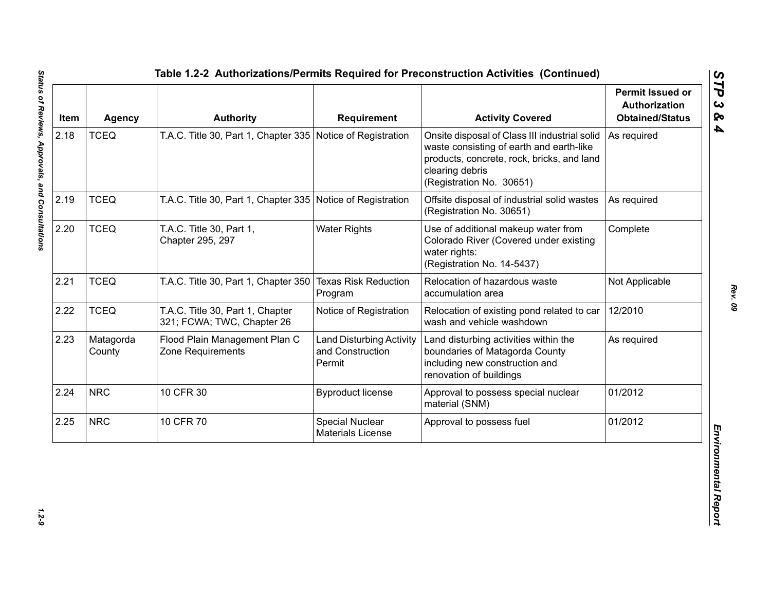## Table 1.2-2 Authorizations/Permits Required for Preconstruction Activities (Continued)

| Item | Agency | Authority | Requirement | Activity Covered | Permit Issued or Authorization Obtained/Status |
|---|---|---|---|---|---|
| 2.18 | TCEQ | T.A.C. Title 30, Part 1, Chapter 335 | Notice of Registration | Onsite disposal of Class III industrial solid waste consisting of earth and earth-like products, concrete, rock, bricks, and land clearing debris (Registration No. 30651) | As required |
| 2.19 | TCEQ | T.A.C. Title 30, Part 1, Chapter 335 | Notice of Registration | Offsite disposal of industrial solid wastes (Registration No. 30651) | As required |
| 2.20 | TCEQ | T.A.C. Title 30, Part 1, Chapter 295, 297 | Water Rights | Use of additional makeup water from Colorado River (Covered under existing water rights: (Registration No. 14-5437) | Complete |
| 2.21 | TCEQ | T.A.C. Title 30, Part 1, Chapter 350 | Texas Risk Reduction Program | Relocation of hazardous waste accumulation area | Not Applicable |
| 2.22 | TCEQ | T.A.C. Title 30, Part 1, Chapter 321; FCWA; TWC, Chapter 26 | Notice of Registration | Relocation of existing pond related to car wash and vehicle washdown | 12/2010 |
| 2.23 | Matagorda County | Flood Plain Management Plan C Zone Requirements | Land Disturbing Activity and Construction Permit | Land disturbing activities within the boundaries of Matagorda County including new construction and renovation of buildings | As required |
| 2.24 | NRC | 10 CFR 30 | Byproduct license | Approval to possess special nuclear material (SNM) | 01/2012 |
| 2.25 | NRC | 10 CFR 70 | Special Nuclear Materials License | Approval to possess fuel | 01/2012 |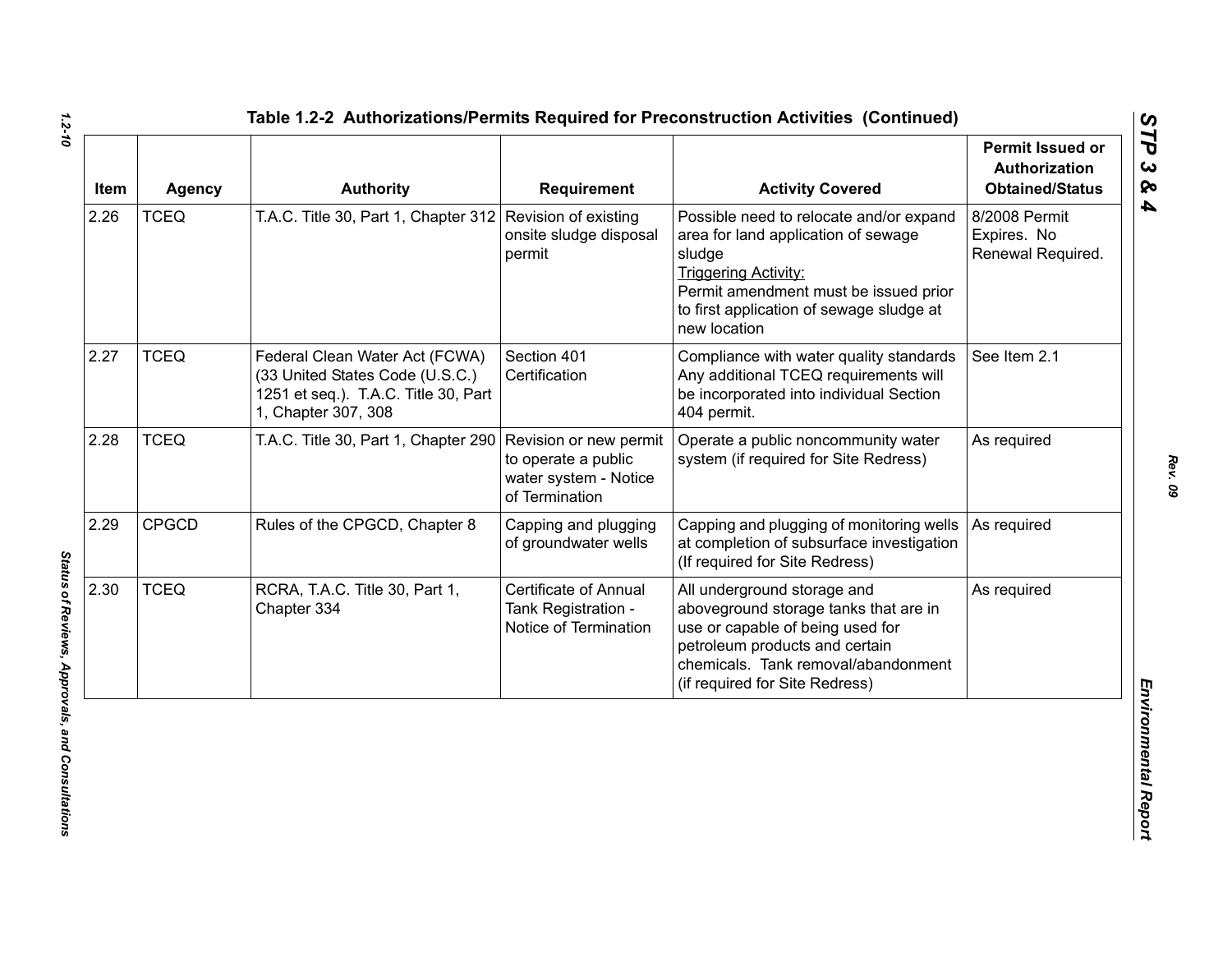**Table 1.2-2 Authorizations/Permits Required for Preconstruction Activities (Continued)**

| Item | Agency | Authority | Requirement | Activity Covered | Permit Issued or Authorization Obtained/Status |
|---|---|---|---|---|---|
| 2.26 | TCEQ | T.A.C. Title 30, Part 1, Chapter 312 | Revision of existing onsite sludge disposal permit | Possible need to relocate and/or expand area for land application of sewage sludge<br>Triggering Activity:<br>Permit amendment must be issued prior to first application of sewage sludge at new location | 8/2008 Permit Expires. No Renewal Required. |
| 2.27 | TCEQ | Federal Clean Water Act (FCWA) (33 United States Code (U.S.C.) 1251 et seq.). T.A.C. Title 30, Part 1, Chapter 307, 308 | Section 401 Certification | Compliance with water quality standards Any additional TCEQ requirements will be incorporated into individual Section 404 permit. | See Item 2.1 |
| 2.28 | TCEQ | T.A.C. Title 30, Part 1, Chapter 290 | Revision or new permit to operate a public water system - Notice of Termination | Operate a public noncommunity water system (if required for Site Redress) | As required |
| 2.29 | CPGCD | Rules of the CPGCD, Chapter 8 | Capping and plugging of groundwater wells | Capping and plugging of monitoring wells at completion of subsurface investigation (If required for Site Redress) | As required |
| 2.30 | TCEQ | RCRA, T.A.C. Title 30, Part 1, Chapter 334 | Certificate of Annual Tank Registration - Notice of Termination | All underground storage and aboveground storage tanks that are in use or capable of being used for petroleum products and certain chemicals. Tank removal/abandonment (if required for Site Redress) | As required |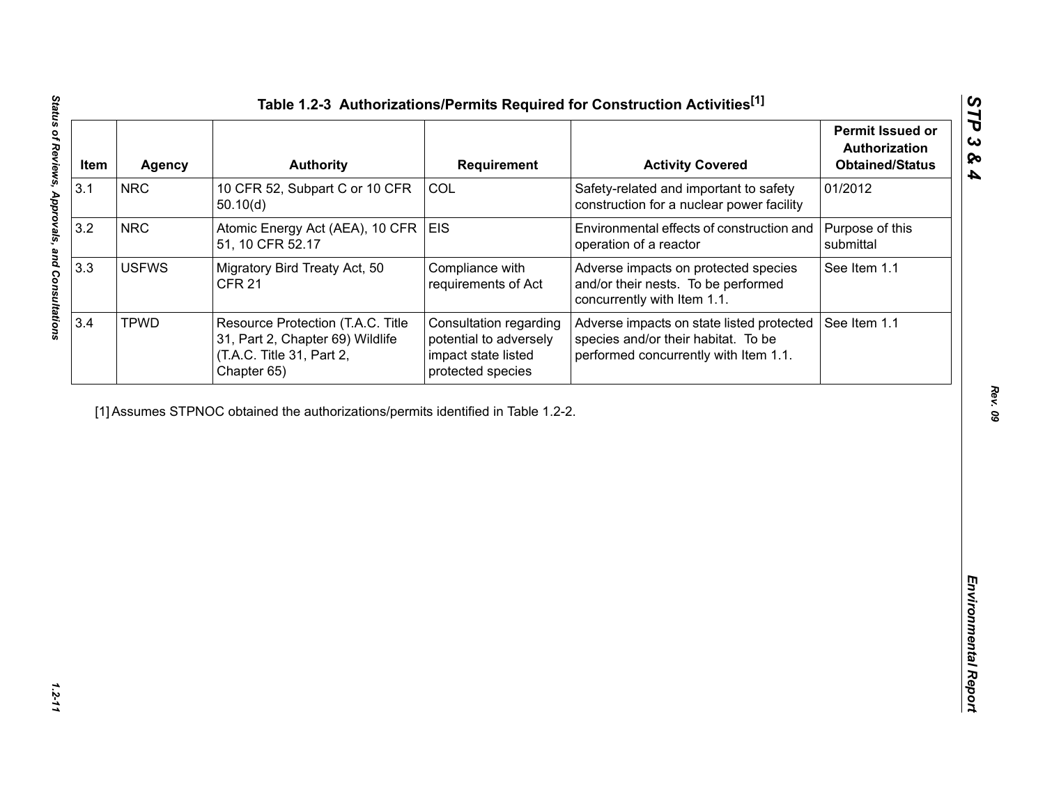# Table 1.2-3 Authorizations/Permits Required for Construction Activities[1]

| Item | Agency | Authority | Requirement | Activity Covered | Permit Issued or Authorization Obtained/Status |
|---|---|---|---|---|---|
| 3.1 | NRC | 10 CFR 52, Subpart C or 10 CFR 50.10(d) | COL | Safety-related and important to safety construction for a nuclear power facility | 01/2012 |
| 3.2 | NRC | Atomic Energy Act (AEA), 10 CFR 51, 10 CFR 52.17 | EIS | Environmental effects of construction and operation of a reactor | Purpose of this submittal |
| 3.3 | USFWS | Migratory Bird Treaty Act, 50 CFR 21 | Compliance with requirements of Act | Adverse impacts on protected species and/or their nests. To be performed concurrently with Item 1.1. | See Item 1.1 |
| 3.4 | TPWD | Resource Protection (T.A.C. Title 31, Part 2, Chapter 69) Wildlife (T.A.C. Title 31, Part 2, Chapter 65) | Consultation regarding potential to adversely impact state listed protected species | Adverse impacts on state listed protected species and/or their habitat. To be performed concurrently with Item 1.1. | See Item 1.1 |

[1] Assumes STPNOC obtained the authorizations/permits identified in Table 1.2-2.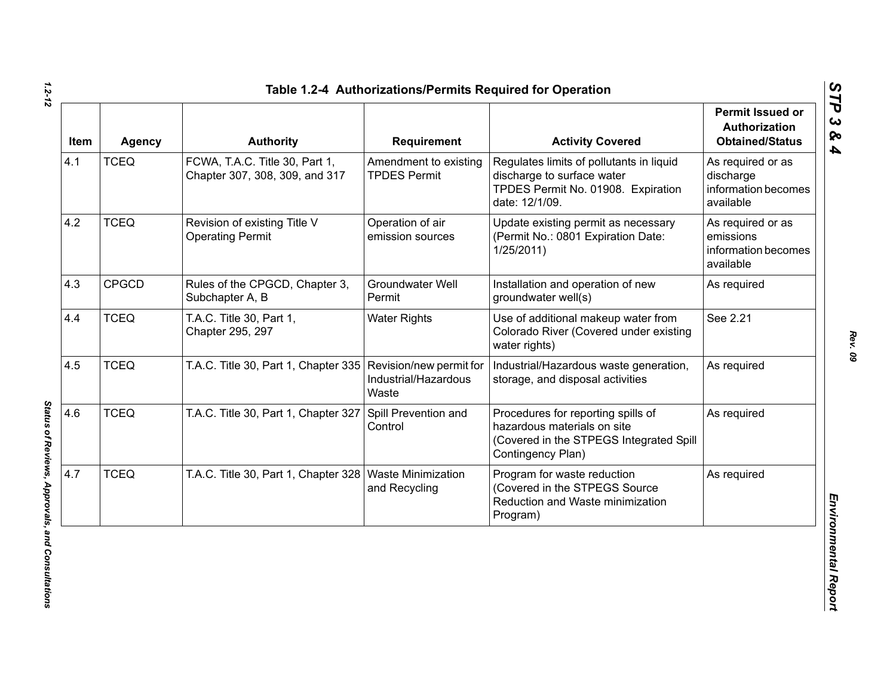## Table 1.2-4 Authorizations/Permits Required for Operation

| Item | Agency | Authority | Requirement | Activity Covered | Permit Issued or Authorization Obtained/Status |
|---|---|---|---|---|---|
| 4.1 | TCEQ | FCWA, T.A.C. Title 30, Part 1, Chapter 307, 308, 309, and 317 | Amendment to existing TPDES Permit | Regulates limits of pollutants in liquid discharge to surface water TPDES Permit No. 01908. Expiration date: 12/1/09. | As required or as discharge information becomes available |
| 4.2 | TCEQ | Revision of existing Title V Operating Permit | Operation of air emission sources | Update existing permit as necessary (Permit No.: 0801 Expiration Date: 1/25/2011) | As required or as emissions information becomes available |
| 4.3 | CPGCD | Rules of the CPGCD, Chapter 3, Subchapter A, B | Groundwater Well Permit | Installation and operation of new groundwater well(s) | As required |
| 4.4 | TCEQ | T.A.C. Title 30, Part 1, Chapter 295, 297 | Water Rights | Use of additional makeup water from Colorado River (Covered under existing water rights) | See 2.21 |
| 4.5 | TCEQ | T.A.C. Title 30, Part 1, Chapter 335 | Revision/new permit for Industrial/Hazardous Waste | Industrial/Hazardous waste generation, storage, and disposal activities | As required |
| 4.6 | TCEQ | T.A.C. Title 30, Part 1, Chapter 327 | Spill Prevention and Control | Procedures for reporting spills of hazardous materials on site (Covered in the STPEGS Integrated Spill Contingency Plan) | As required |
| 4.7 | TCEQ | T.A.C. Title 30, Part 1, Chapter 328 | Waste Minimization and Recycling | Program for waste reduction (Covered in the STPEGS Source Reduction and Waste minimization Program) | As required |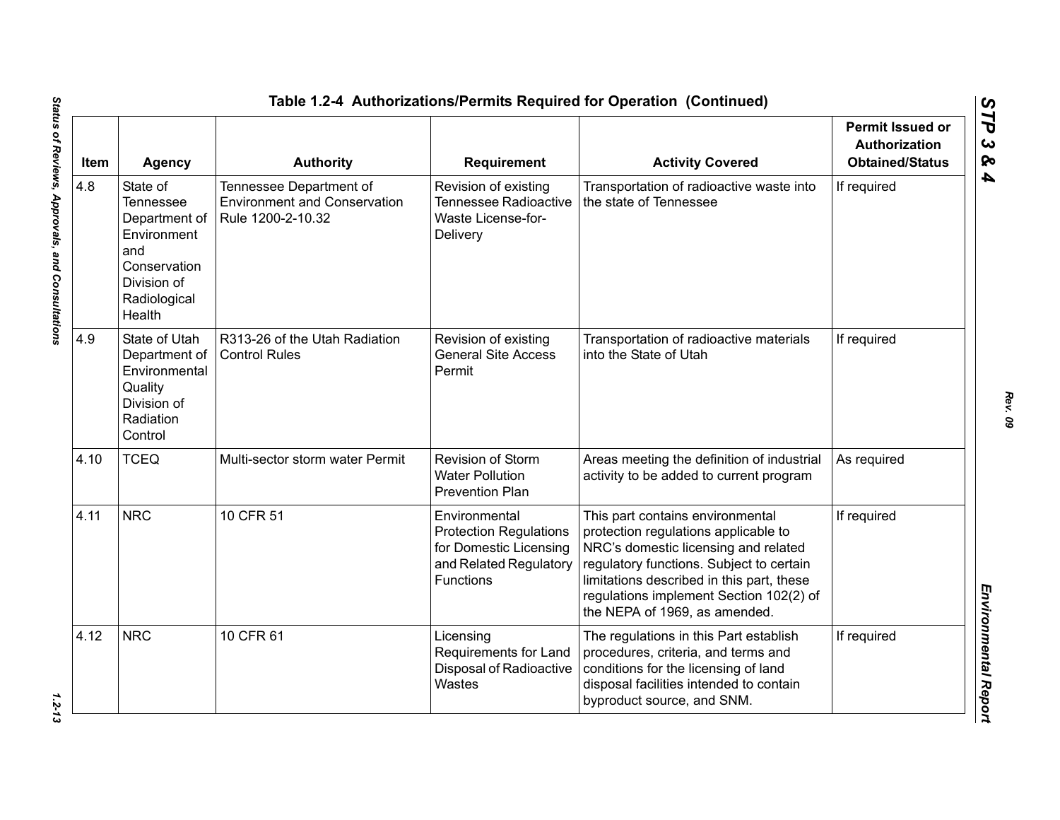## Table 1.2-4 Authorizations/Permits Required for Operation (Continued)

| Item | Agency | Authority | Requirement | Activity Covered | Permit Issued or Authorization Obtained/Status |
|---|---|---|---|---|---|
| 4.8 | State of Tennessee Department of Environment and Conservation Division of Radiological Health | Tennessee Department of Environment and Conservation Rule 1200-2-10.32 | Revision of existing Tennessee Radioactive Waste License-for-Delivery | Transportation of radioactive waste into the state of Tennessee | If required |
| 4.9 | State of Utah Department of Environmental Quality Division of Radiation Control | R313-26 of the Utah Radiation Control Rules | Revision of existing General Site Access Permit | Transportation of radioactive materials into the State of Utah | If required |
| 4.10 | TCEQ | Multi-sector storm water Permit | Revision of Storm Water Pollution Prevention Plan | Areas meeting the definition of industrial activity to be added to current program | As required |
| 4.11 | NRC | 10 CFR 51 | Environmental Protection Regulations for Domestic Licensing and Related Regulatory Functions | This part contains environmental protection regulations applicable to NRC's domestic licensing and related regulatory functions. Subject to certain limitations described in this part, these regulations implement Section 102(2) of the NEPA of 1969, as amended. | If required |
| 4.12 | NRC | 10 CFR 61 | Licensing Requirements for Land Disposal of Radioactive Wastes | The regulations in this Part establish procedures, criteria, and terms and conditions for the licensing of land disposal facilities intended to contain byproduct source, and SNM. | If required |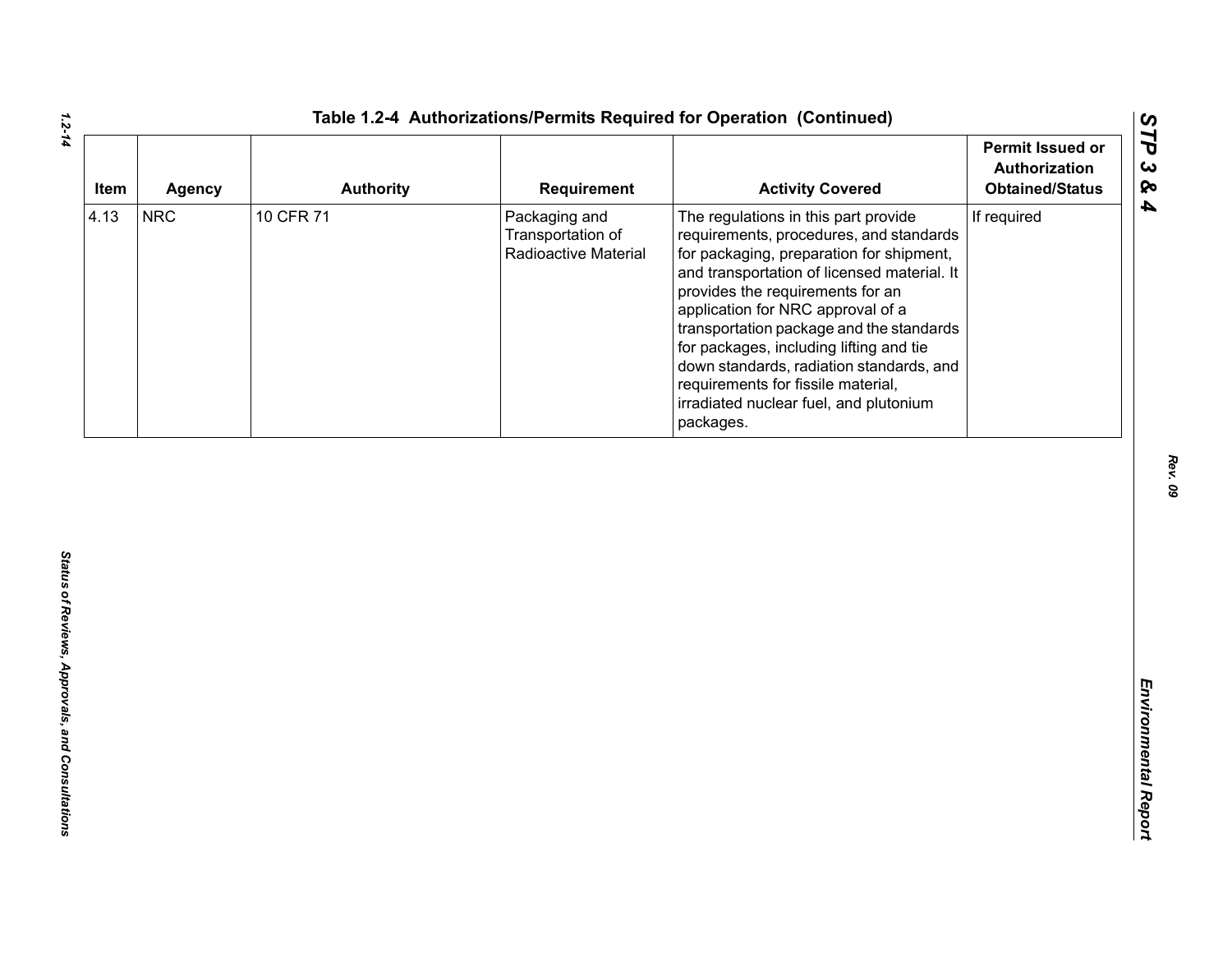## Table 1.2-4 Authorizations/Permits Required for Operation (Continued)

| Item | Agency | Authority | Requirement | Activity Covered | Permit Issued or Authorization Obtained/Status |
|---|---|---|---|---|---|
| 4.13 | NRC | 10 CFR 71 | Packaging and Transportation of Radioactive Material | The regulations in this part provide requirements, procedures, and standards for packaging, preparation for shipment, and transportation of licensed material. It provides the requirements for an application for NRC approval of a transportation package and the standards for packages, including lifting and tie down standards, radiation standards, and requirements for fissile material, irradiated nuclear fuel, and plutonium packages. | If required |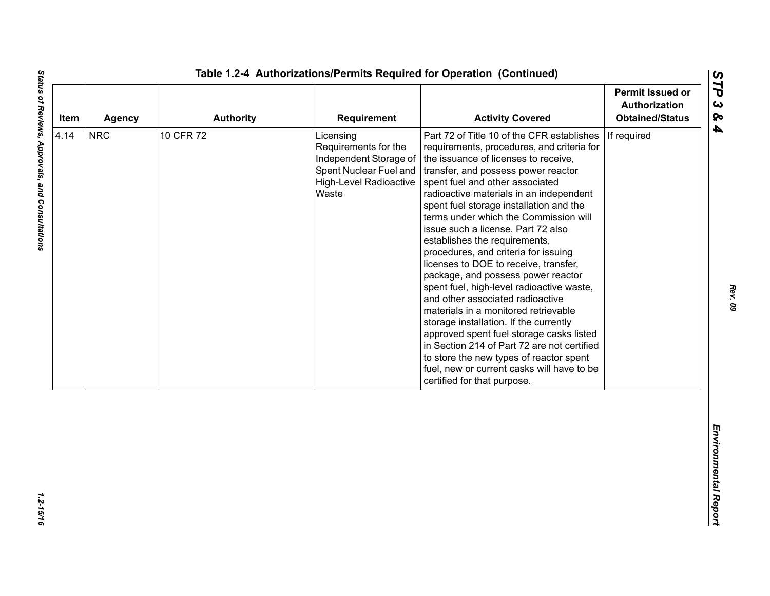**Table 1.2-4 Authorizations/Permits Required for Operation (Continued)**

| Item | Agency | Authority | Requirement | Activity Covered | Permit Issued or Authorization Obtained/Status |
|---|---|---|---|---|---|
| 4.14 | NRC | 10 CFR 72 | Licensing Requirements for the Independent Storage of Spent Nuclear Fuel and High-Level Radioactive Waste | Part 72 of Title 10 of the CFR establishes requirements, procedures, and criteria for the issuance of licenses to receive, transfer, and possess power reactor spent fuel and other associated radioactive materials in an independent spent fuel storage installation and the terms under which the Commission will issue such a license. Part 72 also establishes the requirements, procedures, and criteria for issuing licenses to DOE to receive, transfer, package, and possess power reactor spent fuel, high-level radioactive waste, and other associated radioactive materials in a monitored retrievable storage installation. If the currently approved spent fuel storage casks listed in Section 214 of Part 72 are not certified to store the new types of reactor spent fuel, new or current casks will have to be certified for that purpose. | If required |